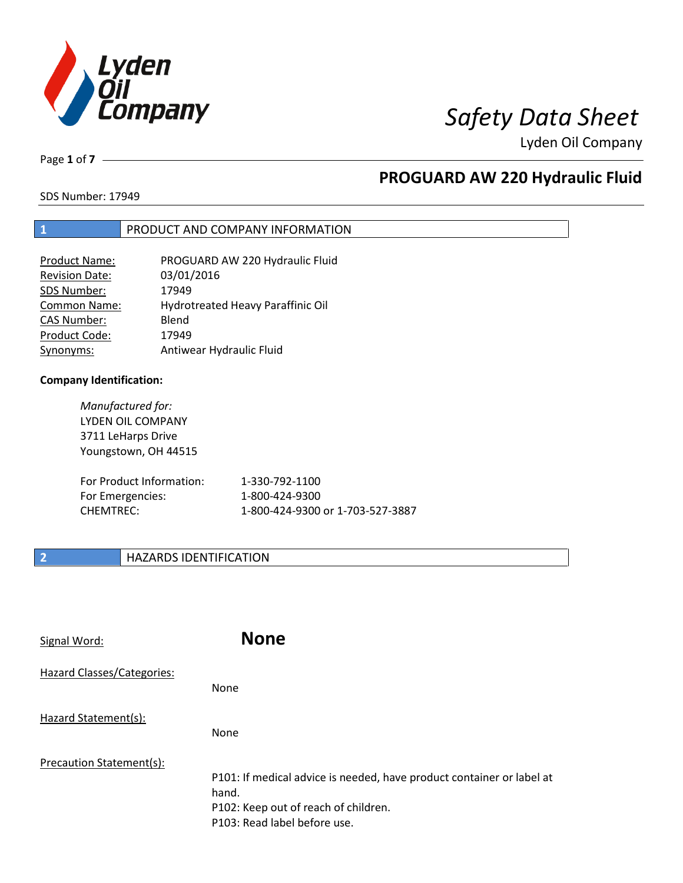# Safety Data Sheet

Lyden Oil Company

## PROGUARD AW 220 Hydraulic Fluid

SDS Number: 17949

## 1 PRODUCT AND COMPANY INFORMATION

| | |
|---|---|
| Product Name: | PROGUARD AW 220 Hydraulic Fluid |
| Revision Date: | 03/01/2016 |
| SDS Number: | 17949 |
| Common Name: | Hydrotreated Heavy Paraffinic Oil |
| CAS Number: | Blend |
| Product Code: | 17949 |
| Synonyms: | Antiwear Hydraulic Fluid |

**Company Identification:**

*Manufactured for:*
LYDEN OIL COMPANY
3711 LeHarps Drive
Youngstown, OH 44515

| | |
|---|---|
| For Product Information: | 1-330-792-1100 |
| For Emergencies: | 1-800-424-9300 |
| CHEMTREC: | 1-800-424-9300 or 1-703-527-3887 |

## 2 HAZARDS IDENTIFICATION

Signal Word: **None**

Hazard Classes/Categories:

None

Hazard Statement(s):

None

Precaution Statement(s):

P101: If medical advice is needed, have product container or label at hand.
P102: Keep out of reach of children.
P103: Read label before use.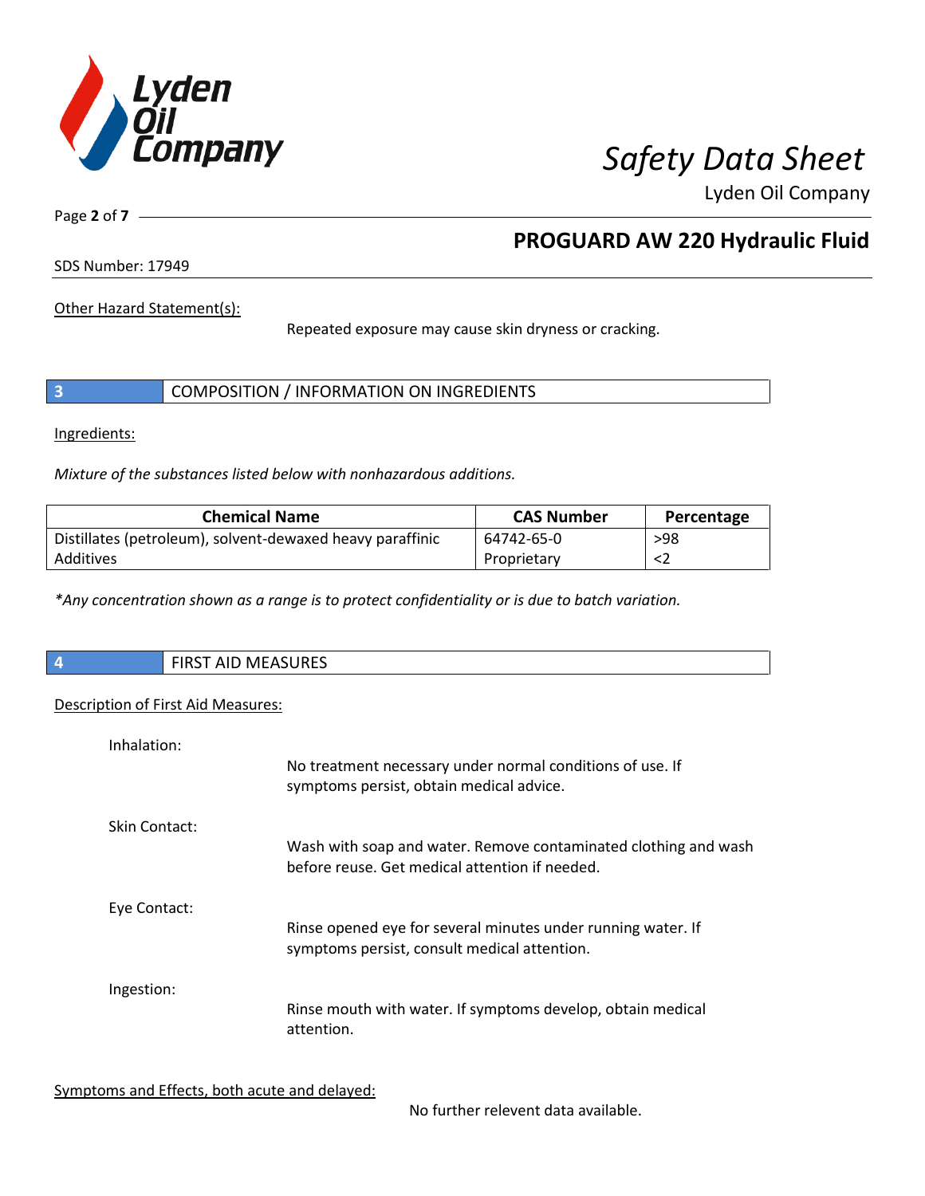Other Hazard Statement(s):

Repeated exposure may cause skin dryness or cracking.

## 3 COMPOSITION / INFORMATION ON INGREDIENTS

Ingredients:

*Mixture of the substances listed below with nonhazardous additions.*

| Chemical Name | CAS Number | Percentage |
|---|---|---|
| Distillates (petroleum), solvent-dewaxed heavy paraffinic | 64742-65-0 | >98 |
| Additives | Proprietary | <2 |

*\*Any concentration shown as a range is to protect confidentiality or is due to batch variation.*

## 4 FIRST AID MEASURES

Description of First Aid Measures:

Inhalation:

No treatment necessary under normal conditions of use. If symptoms persist, obtain medical advice.

Skin Contact:

Wash with soap and water. Remove contaminated clothing and wash before reuse. Get medical attention if needed.

Eye Contact:

Rinse opened eye for several minutes under running water. If symptoms persist, consult medical attention.

Ingestion:

Rinse mouth with water. If symptoms develop, obtain medical attention.

Symptoms and Effects, both acute and delayed:

No further relevent data available.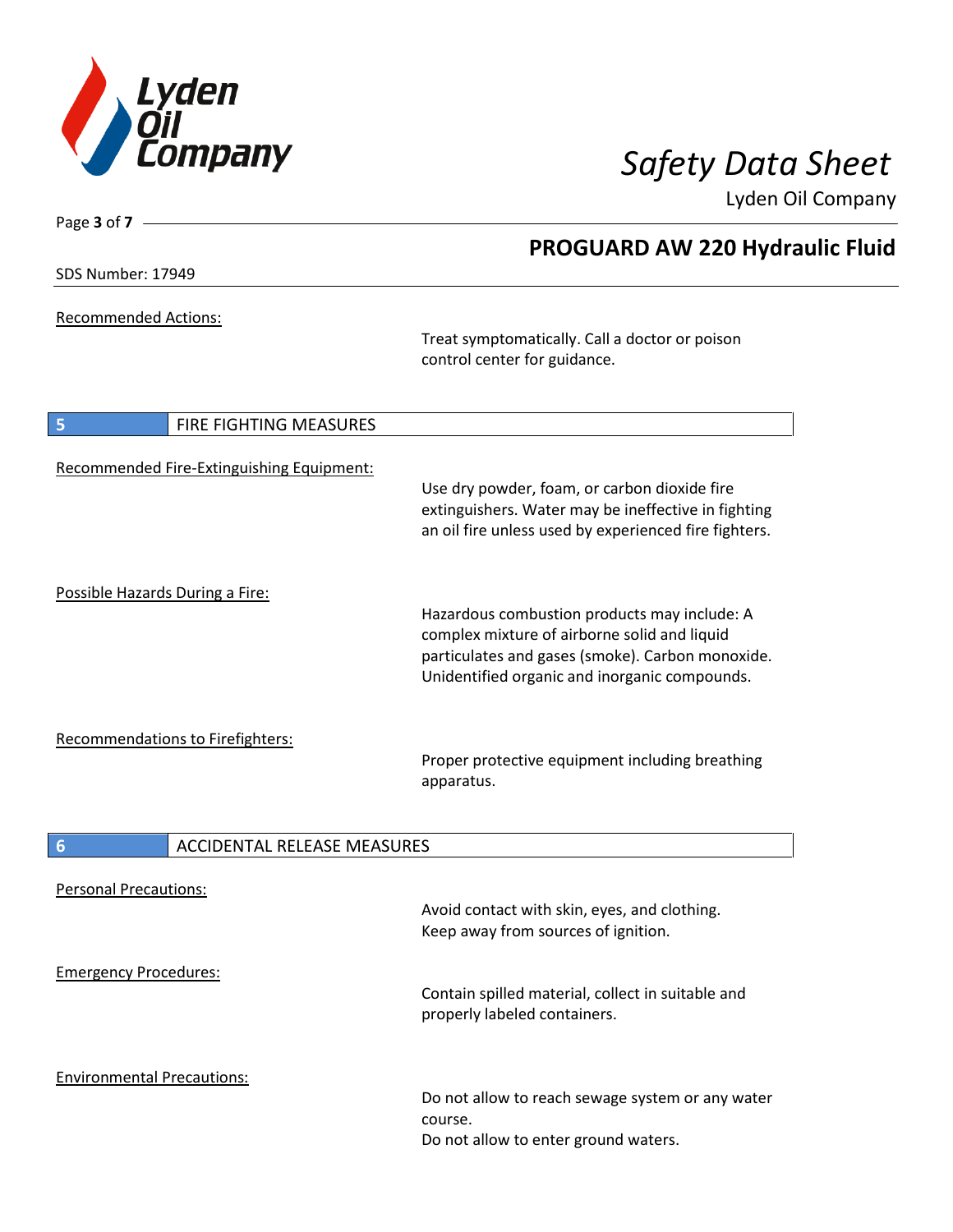Recommended Actions:

Treat symptomatically. Call a doctor or poison control center for guidance.

## 5 FIRE FIGHTING MEASURES

Recommended Fire-Extinguishing Equipment:

Use dry powder, foam, or carbon dioxide fire extinguishers. Water may be ineffective in fighting an oil fire unless used by experienced fire fighters.

Possible Hazards During a Fire:

Hazardous combustion products may include: A complex mixture of airborne solid and liquid particulates and gases (smoke). Carbon monoxide. Unidentified organic and inorganic compounds.

Recommendations to Firefighters:

Proper protective equipment including breathing apparatus.

## 6 ACCIDENTAL RELEASE MEASURES

Personal Precautions:

Avoid contact with skin, eyes, and clothing.
Keep away from sources of ignition.

Emergency Procedures:

Contain spilled material, collect in suitable and properly labeled containers.

Environmental Precautions:

Do not allow to reach sewage system or any water course.
Do not allow to enter ground waters.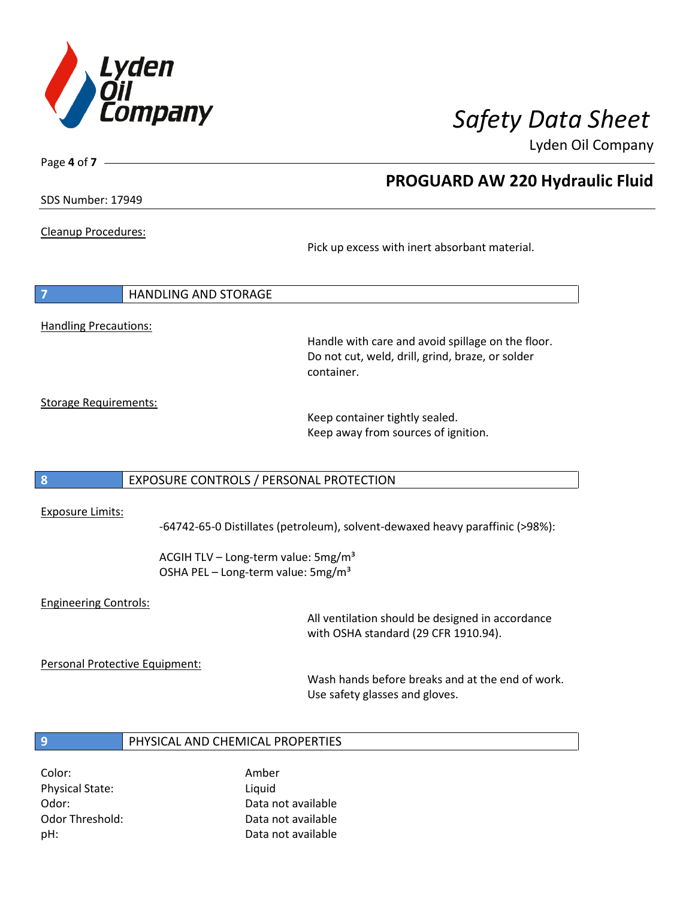Cleanup Procedures:

Pick up excess with inert absorbant material.

## 7 HANDLING AND STORAGE

Handling Precautions:

Handle with care and avoid spillage on the floor.
Do not cut, weld, drill, grind, braze, or solder container.

Storage Requirements:

Keep container tightly sealed.
Keep away from sources of ignition.

## 8 EXPOSURE CONTROLS / PERSONAL PROTECTION

Exposure Limits:

-64742-65-0 Distillates (petroleum), solvent-dewaxed heavy paraffinic (>98%):

ACGIH TLV – Long-term value: 5mg/m³
OSHA PEL – Long-term value: 5mg/m³

Engineering Controls:

All ventilation should be designed in accordance with OSHA standard (29 CFR 1910.94).

Personal Protective Equipment:

Wash hands before breaks and at the end of work.
Use safety glasses and gloves.

## 9 PHYSICAL AND CHEMICAL PROPERTIES

| | |
|---|---|
| Color: | Amber |
| Physical State: | Liquid |
| Odor: | Data not available |
| Odor Threshold: | Data not available |
| pH: | Data not available |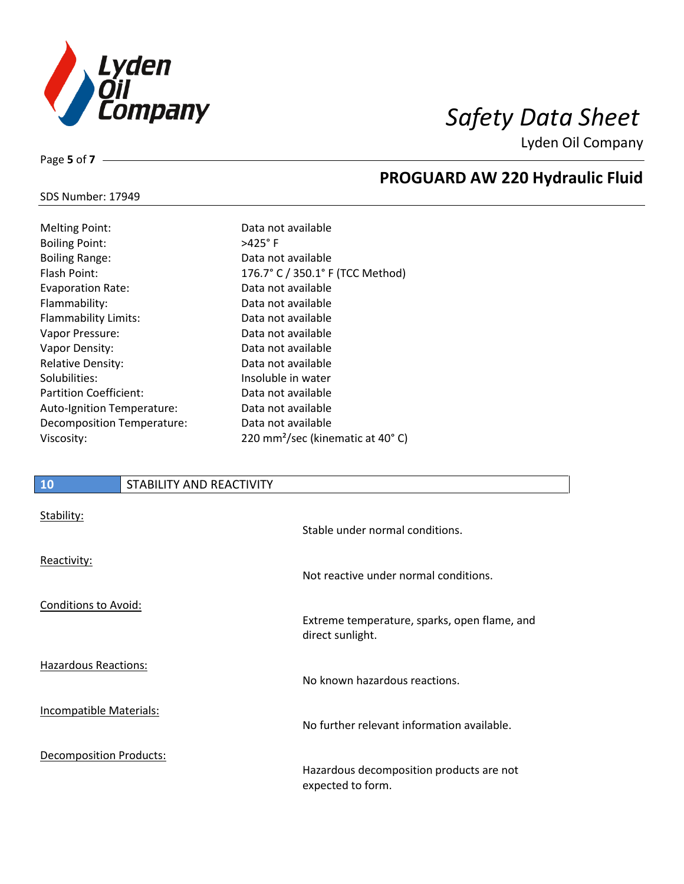| Property | Value |
|---|---|
| Melting Point: | Data not available |
| Boiling Point: | >425° F |
| Boiling Range: | Data not available |
| Flash Point: | 176.7° C / 350.1° F (TCC Method) |
| Evaporation Rate: | Data not available |
| Flammability: | Data not available |
| Flammability Limits: | Data not available |
| Vapor Pressure: | Data not available |
| Vapor Density: | Data not available |
| Relative Density: | Data not available |
| Solubilities: | Insoluble in water |
| Partition Coefficient: | Data not available |
| Auto-Ignition Temperature: | Data not available |
| Decomposition Temperature: | Data not available |
| Viscosity: | 220 $mm^2$/sec (kinematic at 40° C) |

## 10 STABILITY AND REACTIVITY

Stability:

Stable under normal conditions.

Reactivity:

Not reactive under normal conditions.

Conditions to Avoid:

Extreme temperature, sparks, open flame, and direct sunlight.

Hazardous Reactions:

No known hazardous reactions.

Incompatible Materials:

No further relevant information available.

Decomposition Products:

Hazardous decomposition products are not expected to form.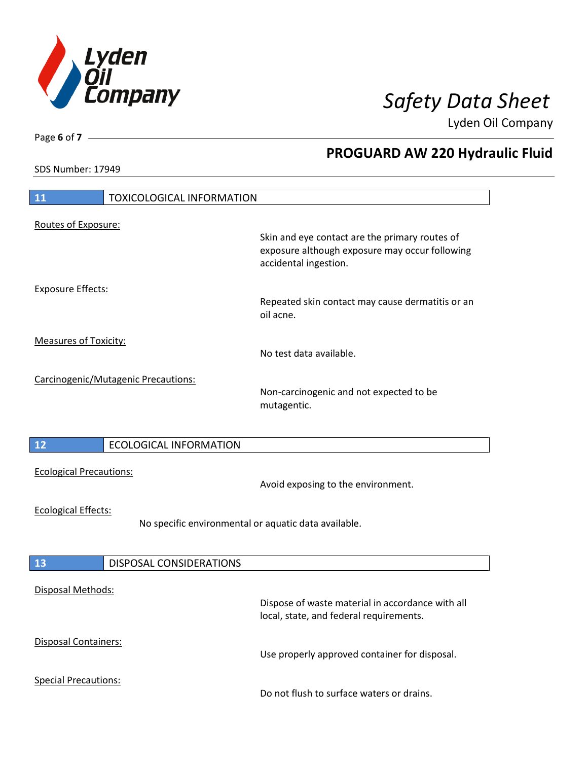## 11 TOXICOLOGICAL INFORMATION

Routes of Exposure:

Skin and eye contact are the primary routes of exposure although exposure may occur following accidental ingestion.

Exposure Effects:

Repeated skin contact may cause dermatitis or an oil acne.

Measures of Toxicity:

No test data available.

Carcinogenic/Mutagenic Precautions:

Non-carcinogenic and not expected to be mutagentic.

## 12 ECOLOGICAL INFORMATION

Ecological Precautions:

Avoid exposing to the environment.

Ecological Effects:

No specific environmental or aquatic data available.

## 13 DISPOSAL CONSIDERATIONS

Disposal Methods:

Dispose of waste material in accordance with all local, state, and federal requirements.

Disposal Containers:

Use properly approved container for disposal.

Special Precautions:

Do not flush to surface waters or drains.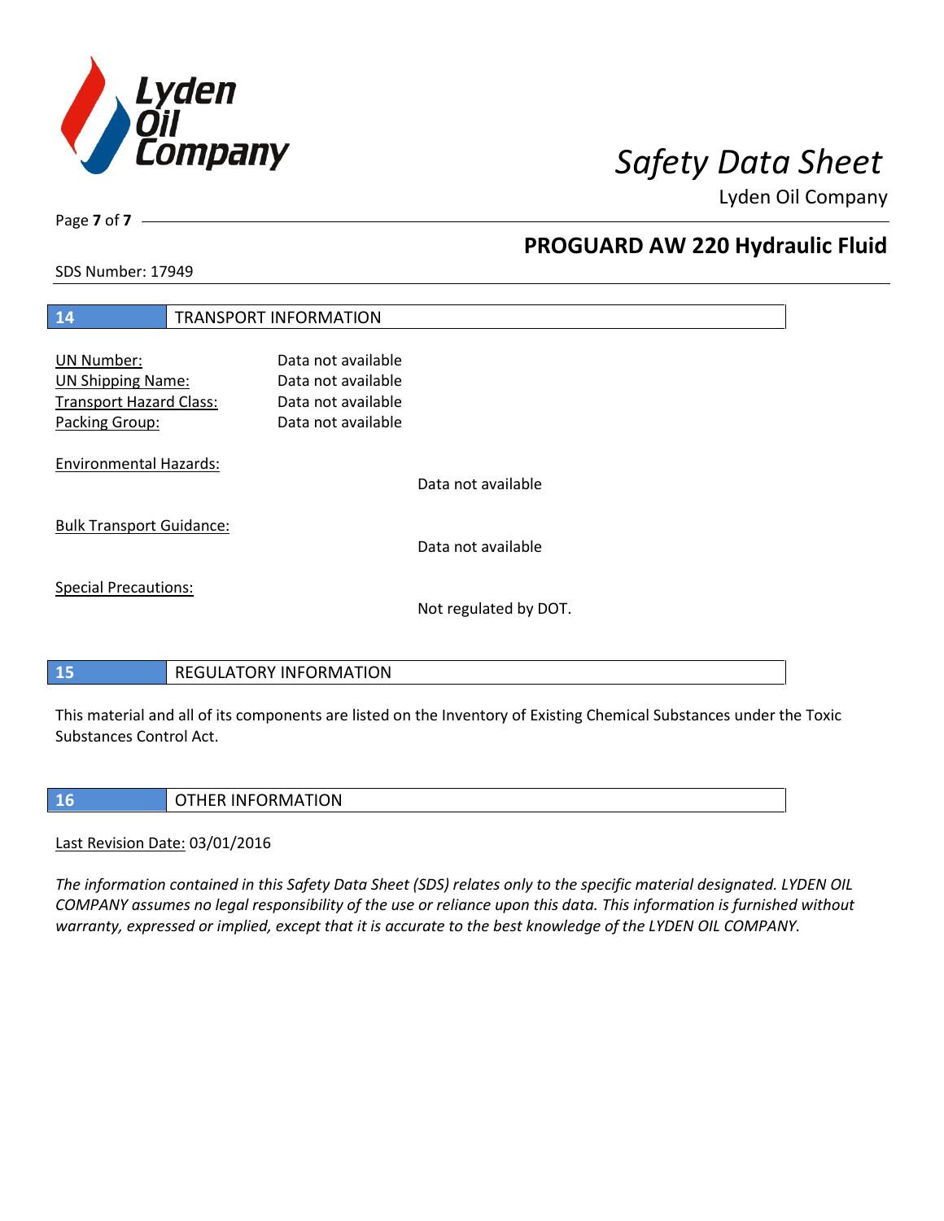## 14 TRANSPORT INFORMATION

| | |
|---|---|
| UN Number: | Data not available |
| UN Shipping Name: | Data not available |
| Transport Hazard Class: | Data not available |
| Packing Group: | Data not available |

Environmental Hazards:

Data not available

Bulk Transport Guidance:

Data not available

Special Precautions:

Not regulated by DOT.

## 15 REGULATORY INFORMATION

This material and all of its components are listed on the Inventory of Existing Chemical Substances under the Toxic Substances Control Act.

## 16 OTHER INFORMATION

Last Revision Date: 03/01/2016

*The information contained in this Safety Data Sheet (SDS) relates only to the specific material designated. LYDEN OIL COMPANY assumes no legal responsibility of the use or reliance upon this data. This information is furnished without warranty, expressed or implied, except that it is accurate to the best knowledge of the LYDEN OIL COMPANY.*